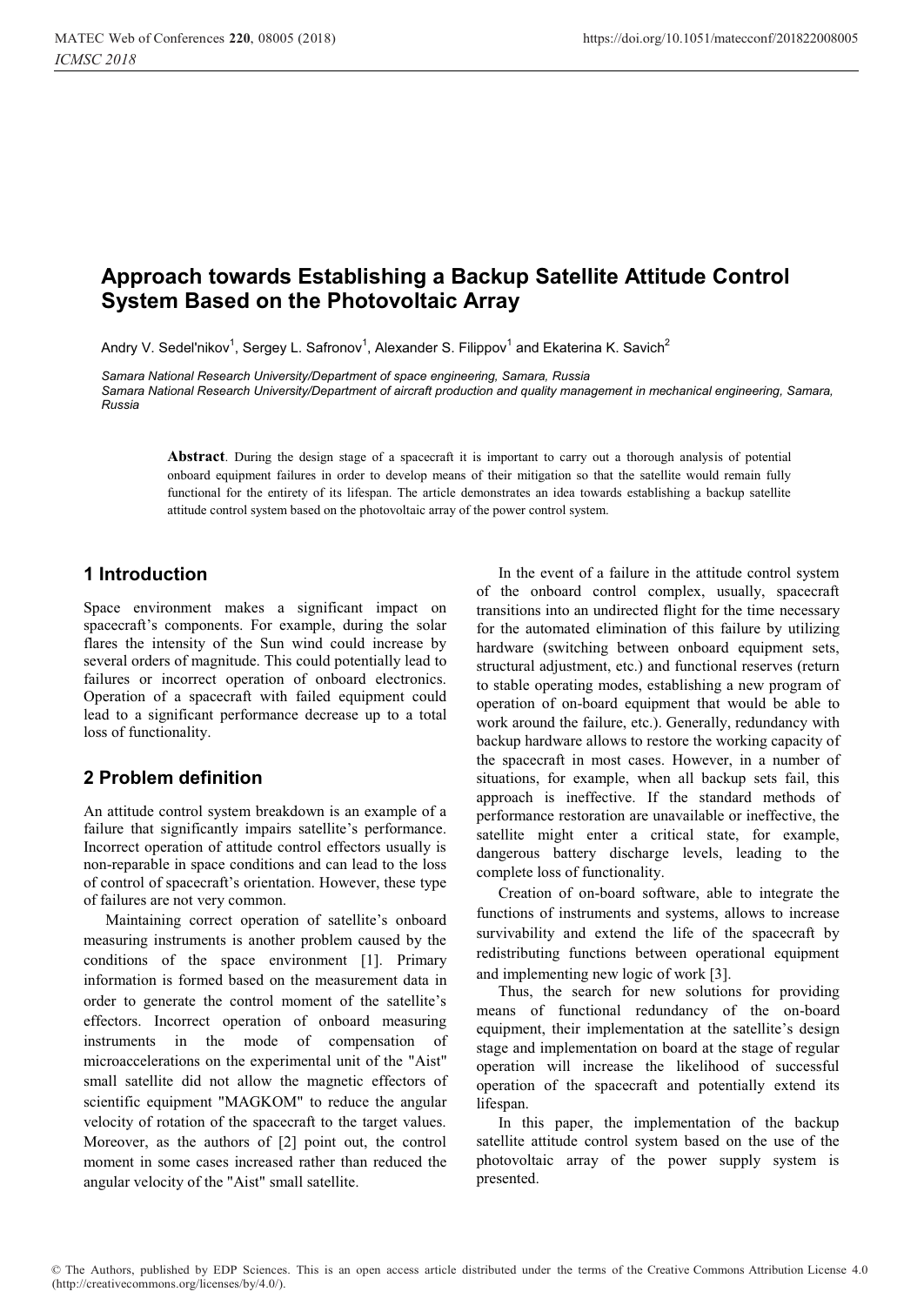# Approach towards Establishing a Backup Satellite Attitude Control System Based on the Photovoltaic Array

Andry V. Sedel'nikov[1], Sergey L. Safronov[1], Alexander S. Filippov[1] and Ekaterina K. Savich[2]

*Samara National Research University/Department of space engineering, Samara, Russia*
*Samara National Research University/Department of aircraft production and quality management in mechanical engineering, Samara, Russia*

**Abstract**. During the design stage of a spacecraft it is important to carry out a thorough analysis of potential onboard equipment failures in order to develop means of their mitigation so that the satellite would remain fully functional for the entirety of its lifespan. The article demonstrates an idea towards establishing a backup satellite attitude control system based on the photovoltaic array of the power control system.

## 1 Introduction

Space environment makes a significant impact on spacecraft's components. For example, during the solar flares the intensity of the Sun wind could increase by several orders of magnitude. This could potentially lead to failures or incorrect operation of onboard electronics. Operation of a spacecraft with failed equipment could lead to a significant performance decrease up to a total loss of functionality.

## 2 Problem definition

An attitude control system breakdown is an example of a failure that significantly impairs satellite's performance. Incorrect operation of attitude control effectors usually is non-reparable in space conditions and can lead to the loss of control of spacecraft's orientation. However, these type of failures are not very common.

Maintaining correct operation of satellite's onboard measuring instruments is another problem caused by the conditions of the space environment [1]. Primary information is formed based on the measurement data in order to generate the control moment of the satellite's effectors. Incorrect operation of onboard measuring instruments in the mode of compensation of microaccelerations on the experimental unit of the "Aist" small satellite did not allow the magnetic effectors of scientific equipment "MAGKOM" to reduce the angular velocity of rotation of the spacecraft to the target values. Moreover, as the authors of [2] point out, the control moment in some cases increased rather than reduced the angular velocity of the "Aist" small satellite.

In the event of a failure in the attitude control system of the onboard control complex, usually, spacecraft transitions into an undirected flight for the time necessary for the automated elimination of this failure by utilizing hardware (switching between onboard equipment sets, structural adjustment, etc.) and functional reserves (return to stable operating modes, establishing a new program of operation of on-board equipment that would be able to work around the failure, etc.). Generally, redundancy with backup hardware allows to restore the working capacity of the spacecraft in most cases. However, in a number of situations, for example, when all backup sets fail, this approach is ineffective. If the standard methods of performance restoration are unavailable or ineffective, the satellite might enter a critical state, for example, dangerous battery discharge levels, leading to the complete loss of functionality.

Creation of on-board software, able to integrate the functions of instruments and systems, allows to increase survivability and extend the life of the spacecraft by redistributing functions between operational equipment and implementing new logic of work [3].

Thus, the search for new solutions for providing means of functional redundancy of the on-board equipment, their implementation at the satellite's design stage and implementation on board at the stage of regular operation will increase the likelihood of successful operation of the spacecraft and potentially extend its lifespan.

In this paper, the implementation of the backup satellite attitude control system based on the use of the photovoltaic array of the power supply system is presented.

© The Authors, published by EDP Sciences. This is an open access article distributed under the terms of the Creative Commons Attribution License 4.0 (http://creativecommons.org/licenses/by/4.0/).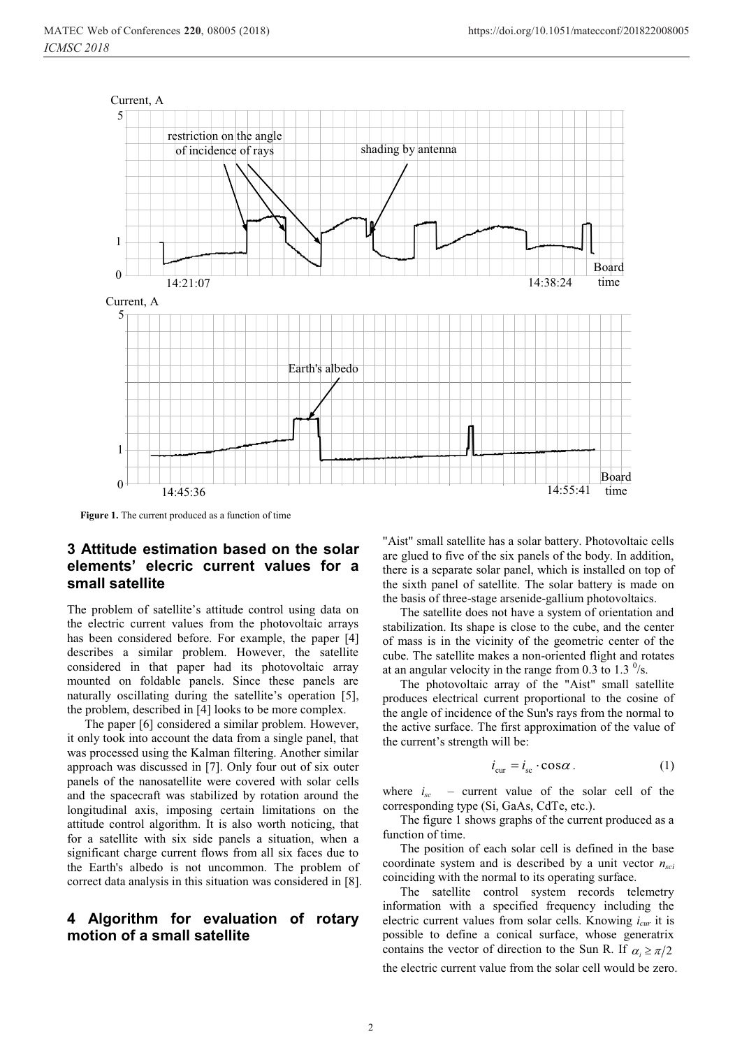Figure 1. The current produced as a function of time

## 3 Attitude estimation based on the solar elements' elecric current values for a small satellite

The problem of satellite's attitude control using data on the electric current values from the photovoltaic arrays has been considered before. For example, the paper [4] describes a similar problem. However, the satellite considered in that paper had its photovoltaic array mounted on foldable panels. Since these panels are naturally oscillating during the satellite's operation [5], the problem, described in [4] looks to be more complex.

The paper [6] considered a similar problem. However, it only took into account the data from a single panel, that was processed using the Kalman filtering. Another similar approach was discussed in [7]. Only four out of six outer panels of the nanosatellite were covered with solar cells and the spacecraft was stabilized by rotation around the longitudinal axis, imposing certain limitations on the attitude control algorithm. It is also worth noticing, that for a satellite with six side panels a situation, when a significant charge current flows from all six faces due to the Earth's albedo is not uncommon. The problem of correct data analysis in this situation was considered in [8].

## 4 Algorithm for evaluation of rotary motion of a small satellite

"Aist" small satellite has a solar battery. Photovoltaic cells are glued to five of the six panels of the body. In addition, there is a separate solar panel, which is installed on top of the sixth panel of satellite. The solar battery is made on the basis of three-stage arsenide-gallium photovoltaics.

The satellite does not have a system of orientation and stabilization. Its shape is close to the cube, and the center of mass is in the vicinity of the geometric center of the cube. The satellite makes a non-oriented flight and rotates at an angular velocity in the range from 0.3 to 1.3 $^{0}$/s.

The photovoltaic array of the "Aist" small satellite produces electrical current proportional to the cosine of the angle of incidence of the Sun's rays from the normal to the active surface. The first approximation of the value of the current's strength will be:

$$i_{cur} = i_{sc} \cdot \cos\alpha . \qquad (1)$$

where $i_{sc}$ – current value of the solar cell of the corresponding type (Si, GaAs, CdTe, etc.).

The figure 1 shows graphs of the current produced as a function of time.

The position of each solar cell is defined in the base coordinate system and is described by a unit vector $n_{sci}$ coinciding with the normal to its operating surface.

The satellite control system records telemetry information with a specified frequency including the electric current values from solar cells. Knowing $i_{cur}$ it is possible to define a conical surface, whose generatrix contains the vector of direction to the Sun R. If $\alpha_i \geq \pi/2$ the electric current value from the solar cell would be zero.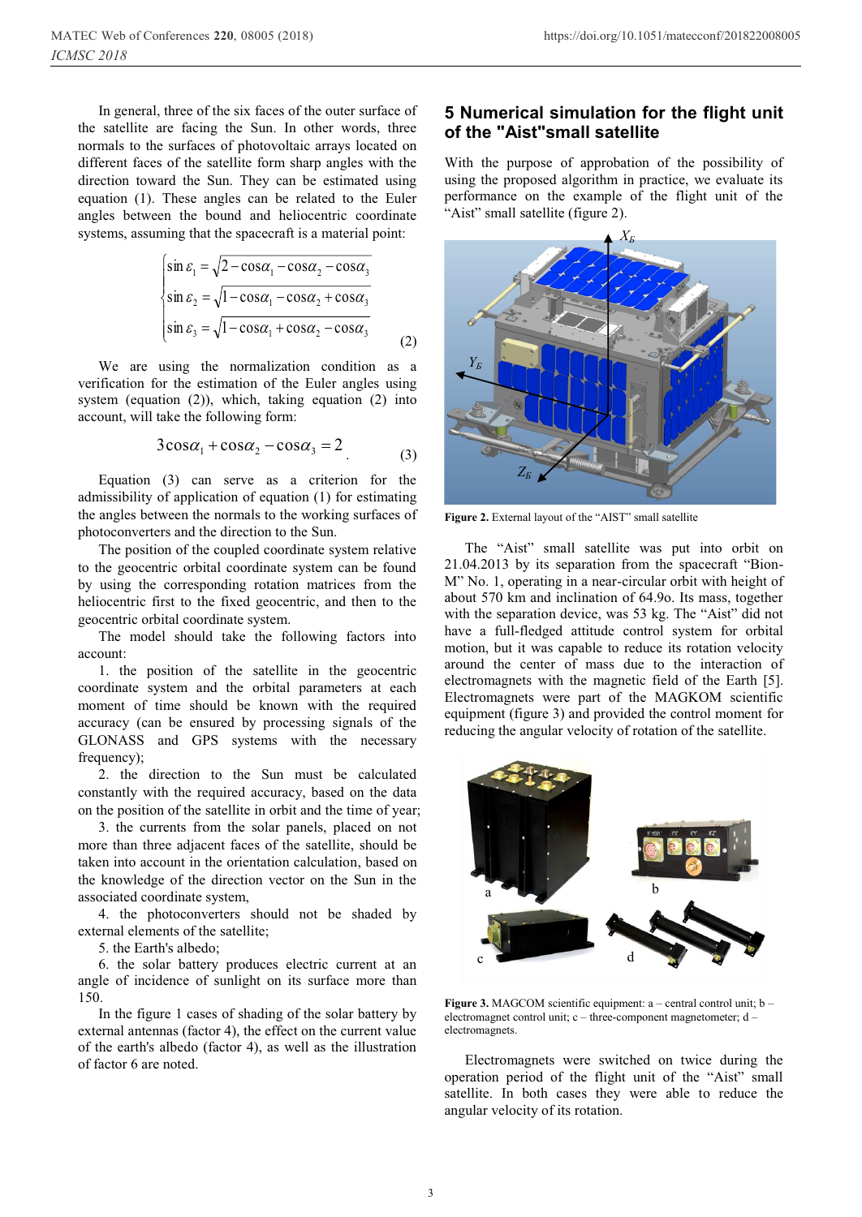In general, three of the six faces of the outer surface of the satellite are facing the Sun. In other words, three normals to the surfaces of photovoltaic arrays located on different faces of the satellite form sharp angles with the direction toward the Sun. They can be estimated using equation (1). These angles can be related to the Euler angles between the bound and heliocentric coordinate systems, assuming that the spacecraft is a material point:

$$\begin{cases} \sin\varepsilon_1 = \sqrt{2 - \cos\alpha_1 - \cos\alpha_2 - \cos\alpha_3} \\ \sin\varepsilon_2 = \sqrt{1 - \cos\alpha_1 - \cos\alpha_2 + \cos\alpha_3} \\ \sin\varepsilon_3 = \sqrt{1 - \cos\alpha_1 + \cos\alpha_2 - \cos\alpha_3} \end{cases} \tag{2}$$

We are using the normalization condition as a verification for the estimation of the Euler angles using system (equation (2)), which, taking equation (2) into account, will take the following form:

$$3\cos\alpha_1 + \cos\alpha_2 - \cos\alpha_3 = 2 \tag{3}$$

Equation (3) can serve as a criterion for the admissibility of application of equation (1) for estimating the angles between the normals to the working surfaces of photoconverters and the direction to the Sun.

The position of the coupled coordinate system relative to the geocentric orbital coordinate system can be found by using the corresponding rotation matrices from the heliocentric first to the fixed geocentric, and then to the geocentric orbital coordinate system.

The model should take the following factors into account:

1. the position of the satellite in the geocentric coordinate system and the orbital parameters at each moment of time should be known with the required accuracy (can be ensured by processing signals of the GLONASS and GPS systems with the necessary frequency);
2. the direction to the Sun must be calculated constantly with the required accuracy, based on the data on the position of the satellite in orbit and the time of year;
3. the currents from the solar panels, placed on not more than three adjacent faces of the satellite, should be taken into account in the orientation calculation, based on the knowledge of the direction vector on the Sun in the associated coordinate system,
4. the photoconverters should not be shaded by external elements of the satellite;
5. the Earth's albedo;
6. the solar battery produces electric current at an angle of incidence of sunlight on its surface more than 150.

In the figure 1 cases of shading of the solar battery by external antennas (factor 4), the effect on the current value of the earth's albedo (factor 4), as well as the illustration of factor 6 are noted.

## 5 Numerical simulation for the flight unit of the "Aist"small satellite

With the purpose of approbation of the possibility of using the proposed algorithm in practice, we evaluate its performance on the example of the flight unit of the "Aist" small satellite (figure 2).

**Figure 2.** External layout of the "AIST" small satellite

The "Aist" small satellite was put into orbit on 21.04.2013 by its separation from the spacecraft "Bion-M" No. 1, operating in a near-circular orbit with height of about 570 km and inclination of 64.9o. Its mass, together with the separation device, was 53 kg. The "Aist" did not have a full-fledged attitude control system for orbital motion, but it was capable to reduce its rotation velocity around the center of mass due to the interaction of electromagnets with the magnetic field of the Earth [5]. Electromagnets were part of the MAGKOM scientific equipment (figure 3) and provided the control moment for reducing the angular velocity of rotation of the satellite.

**Figure 3.** MAGCOM scientific equipment: a – central control unit; b – electromagnet control unit; c – three-component magnetometer; d – electromagnets.

Electromagnets were switched on twice during the operation period of the flight unit of the "Aist" small satellite. In both cases they were able to reduce the angular velocity of its rotation.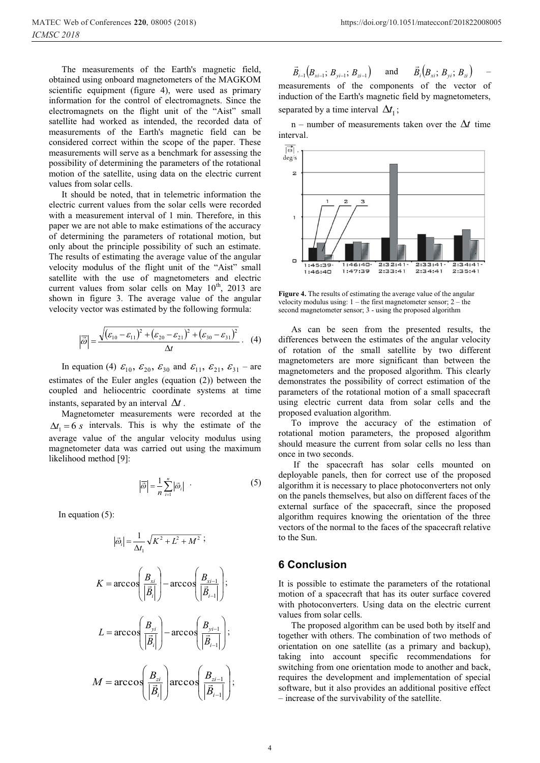The measurements of the Earth's magnetic field, obtained using onboard magnetometers of the MAGKOM scientific equipment (figure 4), were used as primary information for the control of electromagnets. Since the electromagnets on the flight unit of the "Aist" small satellite had worked as intended, the recorded data of measurements of the Earth's magnetic field can be considered correct within the scope of the paper. These measurements will serve as a benchmark for assessing the possibility of determining the parameters of the rotational motion of the satellite, using data on the electric current values from solar cells.

It should be noted, that in telemetric information the electric current values from the solar cells were recorded with a measurement interval of 1 min. Therefore, in this paper we are not able to make estimations of the accuracy of determining the parameters of rotational motion, but only about the principle possibility of such an estimate. The results of estimating the average value of the angular velocity modulus of the flight unit of the "Aist" small satellite with the use of magnetometers and electric current values from solar cells on May 10th, 2013 are shown in figure 3. The average value of the angular velocity vector was estimated by the following formula:

$$|\overline{\omega}| = \frac{\sqrt{(\varepsilon_{10}-\varepsilon_{11})^2 + (\varepsilon_{20}-\varepsilon_{21})^2 + (\varepsilon_{30}-\varepsilon_{31})^2}}{\Delta t}. \quad (4)$$

In equation (4) $\varepsilon_{10}$, $\varepsilon_{20}$, $\varepsilon_{30}$ and $\varepsilon_{11}$, $\varepsilon_{21}$, $\varepsilon_{31}$ – are estimates of the Euler angles (equation (2)) between the coupled and heliocentric coordinate systems at time instants, separated by an interval $\Delta t$.

Magnetometer measurements were recorded at the $\Delta t_1 = 6\ s$ intervals. This is why the estimate of the average value of the angular velocity modulus using magnetometer data was carried out using the maximum likelihood method [9]:

$$|\overline{\omega}| = \frac{1}{n}\sum_{i=1}^{n}|\vec{\omega}_i| \quad . \quad (5)$$

In equation (5):

$$|\vec{\omega}_i| = \frac{1}{\Delta t_1}\sqrt{K^2 + L^2 + M^2};$$

$$K = \arccos\left(\frac{B_{xi}}{|\vec{B}_i|}\right) - \arccos\left(\frac{B_{xi-1}}{|\vec{B}_{i-1}|}\right);$$

$$L = \arccos\left(\frac{B_{yi}}{|\vec{B}_i|}\right) - \arccos\left(\frac{B_{yi-1}}{|\vec{B}_{i-1}|}\right);$$

$$M = \arccos\left(\frac{B_{zi}}{|\vec{B}_i|}\right)\arccos\left(\frac{B_{zi-1}}{|\vec{B}_{i-1}|}\right);$$

$\vec{B}_{i-1}(B_{xi-1};\ B_{yi-1};\ B_{zi-1})$ and $\vec{B}_i(B_{xi};\ B_{yi};\ B_{zi})$ – measurements of the components of the vector of induction of the Earth's magnetic field by magnetometers, separated by a time interval $\Delta t_1$;

n – number of measurements taken over the $\Delta t$ time interval.

**Figure 4.** The results of estimating the average value of the angular velocity modulus using: 1 – the first magnetometer sensor; 2 – the second magnetometer sensor; 3 - using the proposed algorithm

As can be seen from the presented results, the differences between the estimates of the angular velocity of rotation of the small satellite by two different magnetometers are more significant than between the magnetometers and the proposed algorithm. This clearly demonstrates the possibility of correct estimation of the parameters of the rotational motion of a small spacecraft using electric current data from solar cells and the proposed evaluation algorithm.

To improve the accuracy of the estimation of rotational motion parameters, the proposed algorithm should measure the current from solar cells no less than once in two seconds.

If the spacecraft has solar cells mounted on deployable panels, then for correct use of the proposed algorithm it is necessary to place photoconverters not only on the panels themselves, but also on different faces of the external surface of the spacecraft, since the proposed algorithm requires knowing the orientation of the three vectors of the normal to the faces of the spacecraft relative to the Sun.

## 6 Conclusion

It is possible to estimate the parameters of the rotational motion of a spacecraft that has its outer surface covered with photoconverters. Using data on the electric current values from solar cells.

The proposed algorithm can be used both by itself and together with others. The combination of two methods of orientation on one satellite (as a primary and backup), taking into account specific recommendations for switching from one orientation mode to another and back, requires the development and implementation of special software, but it also provides an additional positive effect – increase of the survivability of the satellite.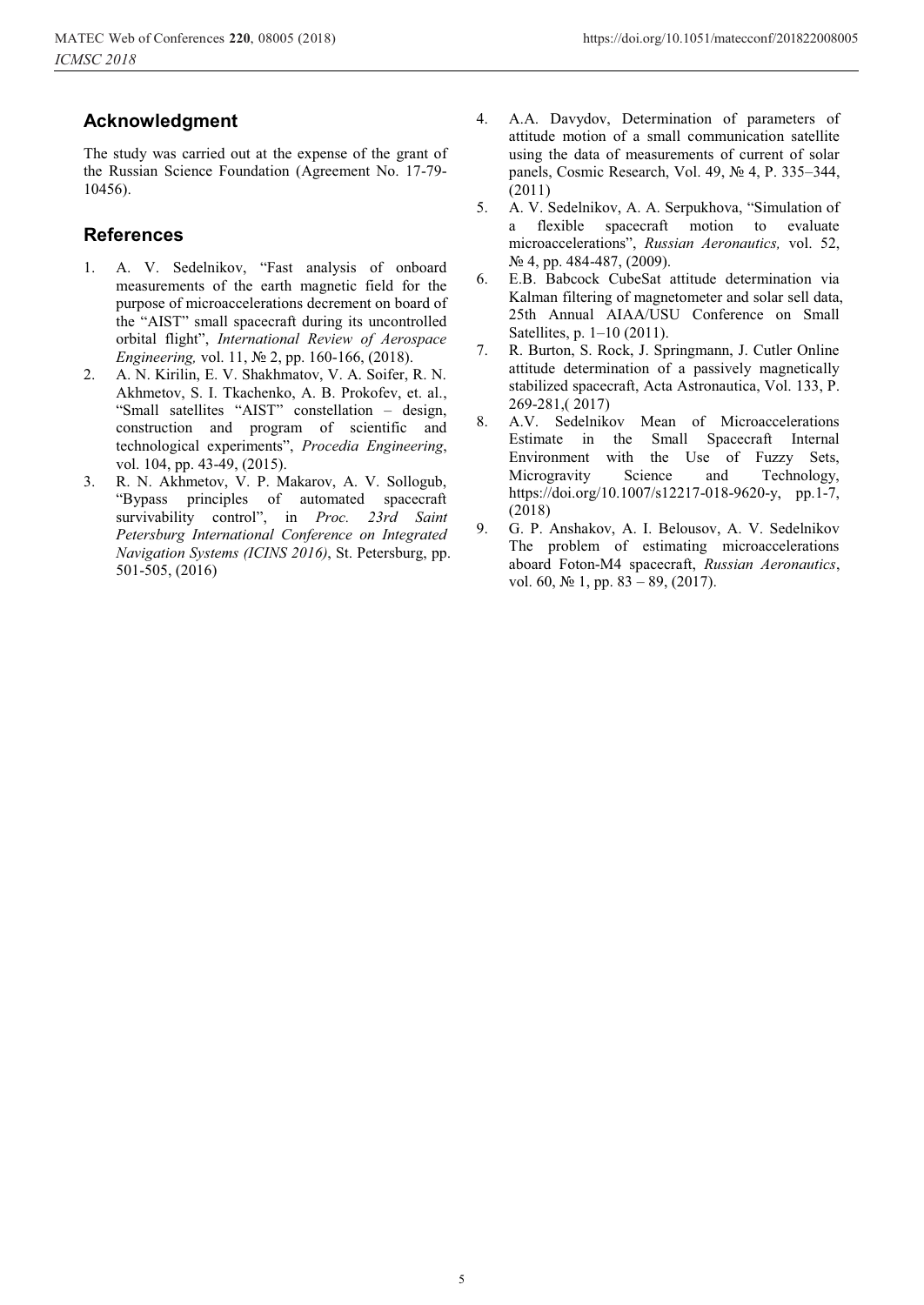## Acknowledgment

The study was carried out at the expense of the grant of the Russian Science Foundation (Agreement No. 17-79-10456).

## References

1. A. V. Sedelnikov, "Fast analysis of onboard measurements of the earth magnetic field for the purpose of microaccelerations decrement on board of the "AIST" small spacecraft during its uncontrolled orbital flight", *International Review of Aerospace Engineering,* vol. 11, № 2, pp. 160-166, (2018).
2. A. N. Kirilin, E. V. Shakhmatov, V. A. Soifer, R. N. Akhmetov, S. I. Tkachenko, A. B. Prokofev, et. al., "Small satellites "AIST" constellation – design, construction and program of scientific and technological experiments", *Procedia Engineering*, vol. 104, pp. 43-49, (2015).
3. R. N. Akhmetov, V. P. Makarov, A. V. Sollogub, "Bypass principles of automated spacecraft survivability control", in *Proc. 23rd Saint Petersburg International Conference on Integrated Navigation Systems (ICINS 2016)*, St. Petersburg, pp. 501-505, (2016)
4. A.A. Davydov, Determination of parameters of attitude motion of a small communication satellite using the data of measurements of current of solar panels, Cosmic Research, Vol. 49, № 4, P. 335–344, (2011)
5. A. V. Sedelnikov, A. A. Serpukhova, "Simulation of a flexible spacecraft motion to evaluate microaccelerations", *Russian Aeronautics,* vol. 52, № 4, pp. 484-487, (2009).
6. E.B. Babcock CubeSat attitude determination via Kalman filtering of magnetometer and solar sell data, 25th Annual AIAA/USU Conference on Small Satellites, p. 1–10 (2011).
7. R. Burton, S. Rock, J. Springmann, J. Cutler Online attitude determination of a passively magnetically stabilized spacecraft, Acta Astronautica, Vol. 133, P. 269-281,( 2017)
8. A.V. Sedelnikov Mean of Microaccelerations Estimate in the Small Spacecraft Internal Environment with the Use of Fuzzy Sets, Microgravity Science and Technology, https://doi.org/10.1007/s12217-018-9620-y, pp.1-7, (2018)
9. G. P. Anshakov, A. I. Belousov, A. V. Sedelnikov The problem of estimating microaccelerations aboard Foton-M4 spacecraft, *Russian Aeronautics*, vol. 60, № 1, pp. 83 – 89, (2017).